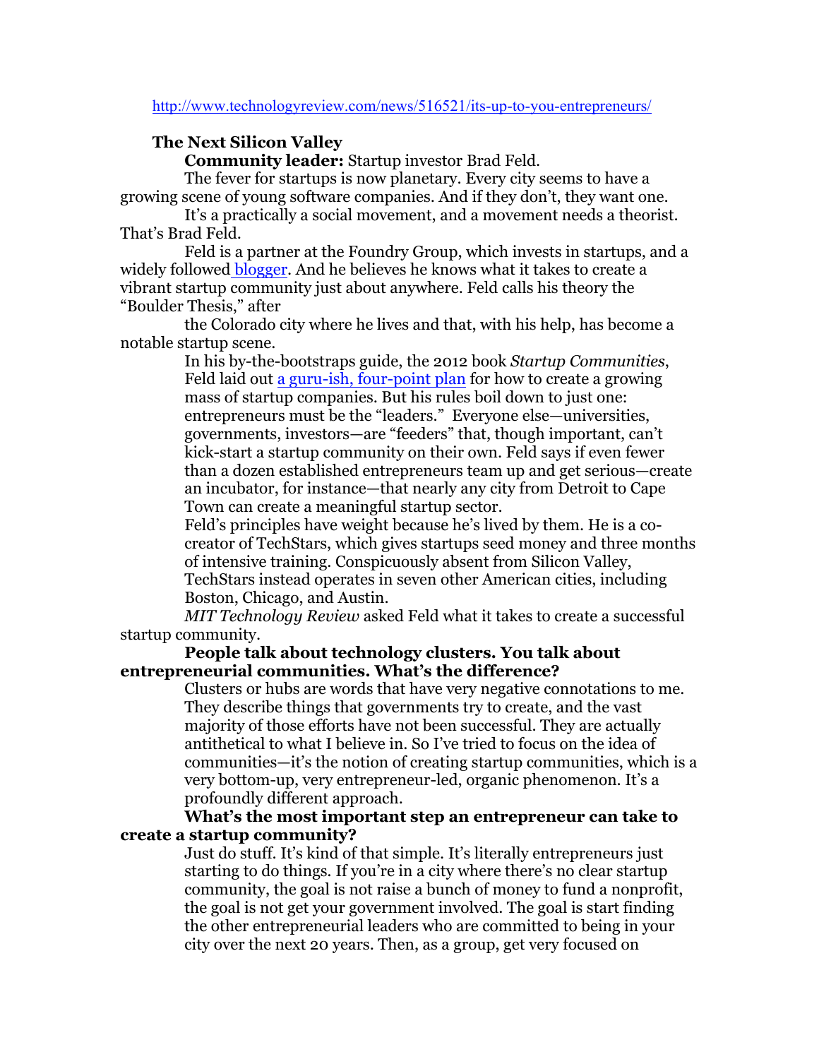http://www.technologyreview.com/news/516521/its-up-to-you-entrepreneurs/

## The Next Silicon Valley

**Community leader:** Startup investor Brad Feld.

The fever for startups is now planetary. Every city seems to have a growing scene of young software companies. And if they don't, they want one.

It's a practically a social movement, and a movement needs a theorist. That's Brad Feld.

Feld is a partner at the Foundry Group, which invests in startups, and a widely followed blogger. And he believes he knows what it takes to create a vibrant startup community just about anywhere. Feld calls his theory the "Boulder Thesis," after

the Colorado city where he lives and that, with his help, has become a notable startup scene.

In his by-the-bootstraps guide, the 2012 book *Startup Communities*, Feld laid out a guru-ish, four-point plan for how to create a growing mass of startup companies. But his rules boil down to just one: entrepreneurs must be the "leaders." Everyone else—universities, governments, investors—are "feeders" that, though important, can't kick-start a startup community on their own. Feld says if even fewer than a dozen established entrepreneurs team up and get serious—create an incubator, for instance—that nearly any city from Detroit to Cape Town can create a meaningful startup sector.

Feld's principles have weight because he's lived by them. He is a co-creator of TechStars, which gives startups seed money and three months of intensive training. Conspicuously absent from Silicon Valley, TechStars instead operates in seven other American cities, including Boston, Chicago, and Austin.

*MIT Technology Review* asked Feld what it takes to create a successful startup community.

**People talk about technology clusters. You talk about entrepreneurial communities. What's the difference?**

Clusters or hubs are words that have very negative connotations to me. They describe things that governments try to create, and the vast majority of those efforts have not been successful. They are actually antithetical to what I believe in. So I've tried to focus on the idea of communities—it's the notion of creating startup communities, which is a very bottom-up, very entrepreneur-led, organic phenomenon. It's a profoundly different approach.

**What's the most important step an entrepreneur can take to create a startup community?**

Just do stuff. It's kind of that simple. It's literally entrepreneurs just starting to do things. If you're in a city where there's no clear startup community, the goal is not raise a bunch of money to fund a nonprofit, the goal is not get your government involved. The goal is start finding the other entrepreneurial leaders who are committed to being in your city over the next 20 years. Then, as a group, get very focused on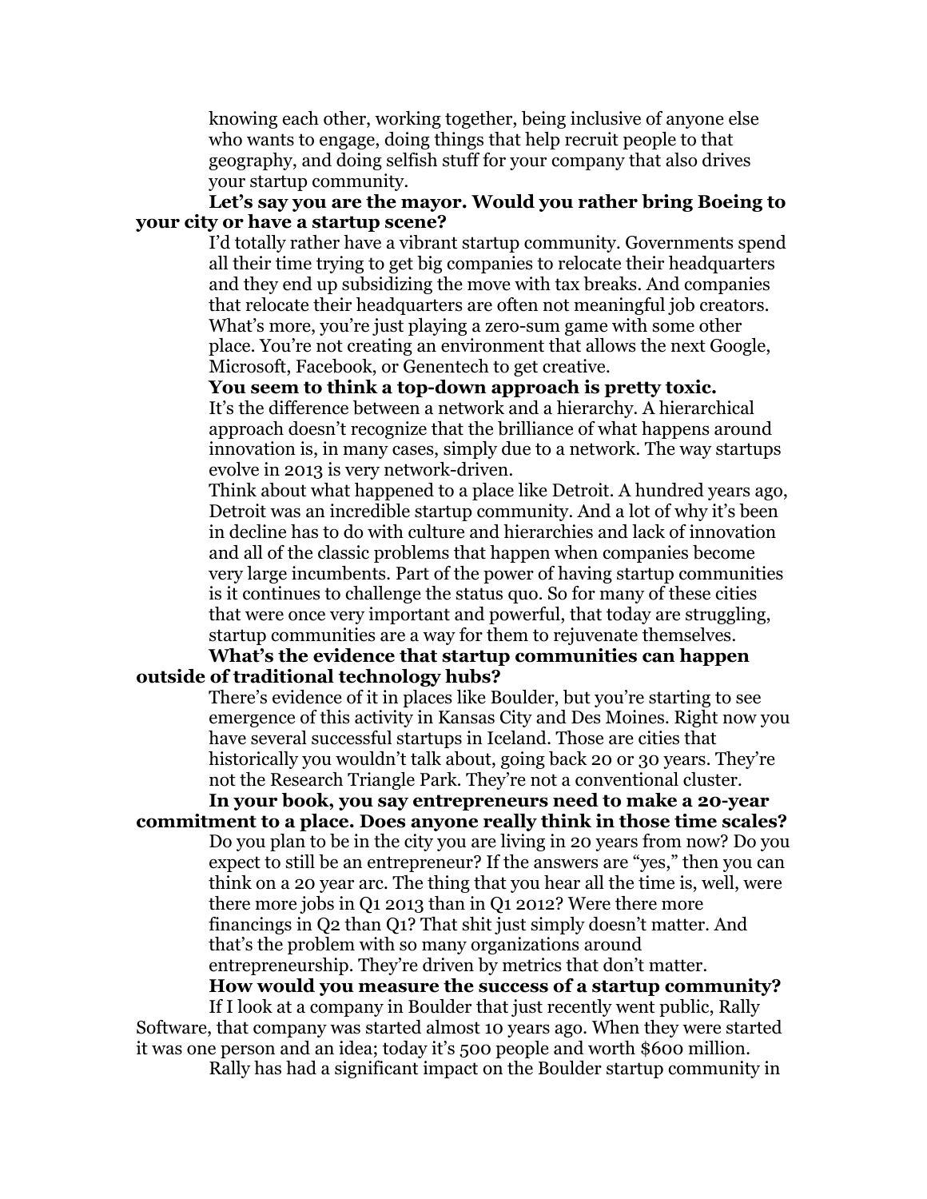knowing each other, working together, being inclusive of anyone else who wants to engage, doing things that help recruit people to that geography, and doing selfish stuff for your company that also drives your startup community.

**Let's say you are the mayor. Would you rather bring Boeing to your city or have a startup scene?**

I'd totally rather have a vibrant startup community. Governments spend all their time trying to get big companies to relocate their headquarters and they end up subsidizing the move with tax breaks. And companies that relocate their headquarters are often not meaningful job creators. What's more, you're just playing a zero-sum game with some other place. You're not creating an environment that allows the next Google, Microsoft, Facebook, or Genentech to get creative.

**You seem to think a top-down approach is pretty toxic.**

It's the difference between a network and a hierarchy. A hierarchical approach doesn't recognize that the brilliance of what happens around innovation is, in many cases, simply due to a network. The way startups evolve in 2013 is very network-driven.

Think about what happened to a place like Detroit. A hundred years ago, Detroit was an incredible startup community. And a lot of why it's been in decline has to do with culture and hierarchies and lack of innovation and all of the classic problems that happen when companies become very large incumbents. Part of the power of having startup communities is it continues to challenge the status quo. So for many of these cities that were once very important and powerful, that today are struggling, startup communities are a way for them to rejuvenate themselves.

**What's the evidence that startup communities can happen outside of traditional technology hubs?**

There's evidence of it in places like Boulder, but you're starting to see emergence of this activity in Kansas City and Des Moines. Right now you have several successful startups in Iceland. Those are cities that historically you wouldn't talk about, going back 20 or 30 years. They're not the Research Triangle Park. They're not a conventional cluster.

**In your book, you say entrepreneurs need to make a 20-year commitment to a place. Does anyone really think in those time scales?**

Do you plan to be in the city you are living in 20 years from now? Do you expect to still be an entrepreneur? If the answers are "yes," then you can think on a 20 year arc. The thing that you hear all the time is, well, were there more jobs in Q1 2013 than in Q1 2012? Were there more financings in Q2 than Q1? That shit just simply doesn't matter. And that's the problem with so many organizations around entrepreneurship. They're driven by metrics that don't matter.

**How would you measure the success of a startup community?**

If I look at a company in Boulder that just recently went public, Rally Software, that company was started almost 10 years ago. When they were started it was one person and an idea; today it's 500 people and worth $600 million.

Rally has had a significant impact on the Boulder startup community in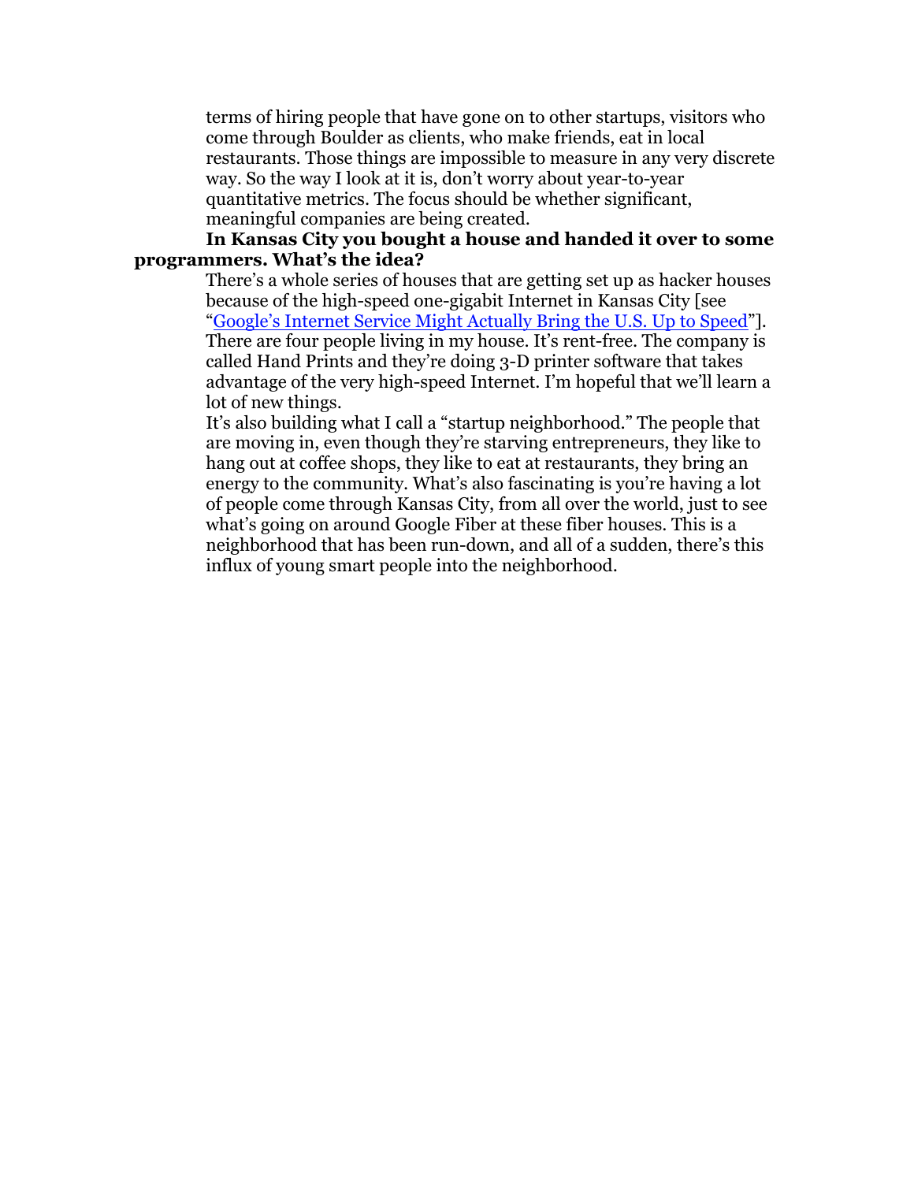terms of hiring people that have gone on to other startups, visitors who come through Boulder as clients, who make friends, eat in local restaurants. Those things are impossible to measure in any very discrete way. So the way I look at it is, don't worry about year-to-year quantitative metrics. The focus should be whether significant, meaningful companies are being created.

**In Kansas City you bought a house and handed it over to some programmers. What's the idea?**

There's a whole series of houses that are getting set up as hacker houses because of the high-speed one-gigabit Internet in Kansas City [see "Google's Internet Service Might Actually Bring the U.S. Up to Speed"]. There are four people living in my house. It's rent-free. The company is called Hand Prints and they're doing 3-D printer software that takes advantage of the very high-speed Internet. I'm hopeful that we'll learn a lot of new things.

It's also building what I call a "startup neighborhood." The people that are moving in, even though they're starving entrepreneurs, they like to hang out at coffee shops, they like to eat at restaurants, they bring an energy to the community. What's also fascinating is you're having a lot of people come through Kansas City, from all over the world, just to see what's going on around Google Fiber at these fiber houses. This is a neighborhood that has been run-down, and all of a sudden, there's this influx of young smart people into the neighborhood.